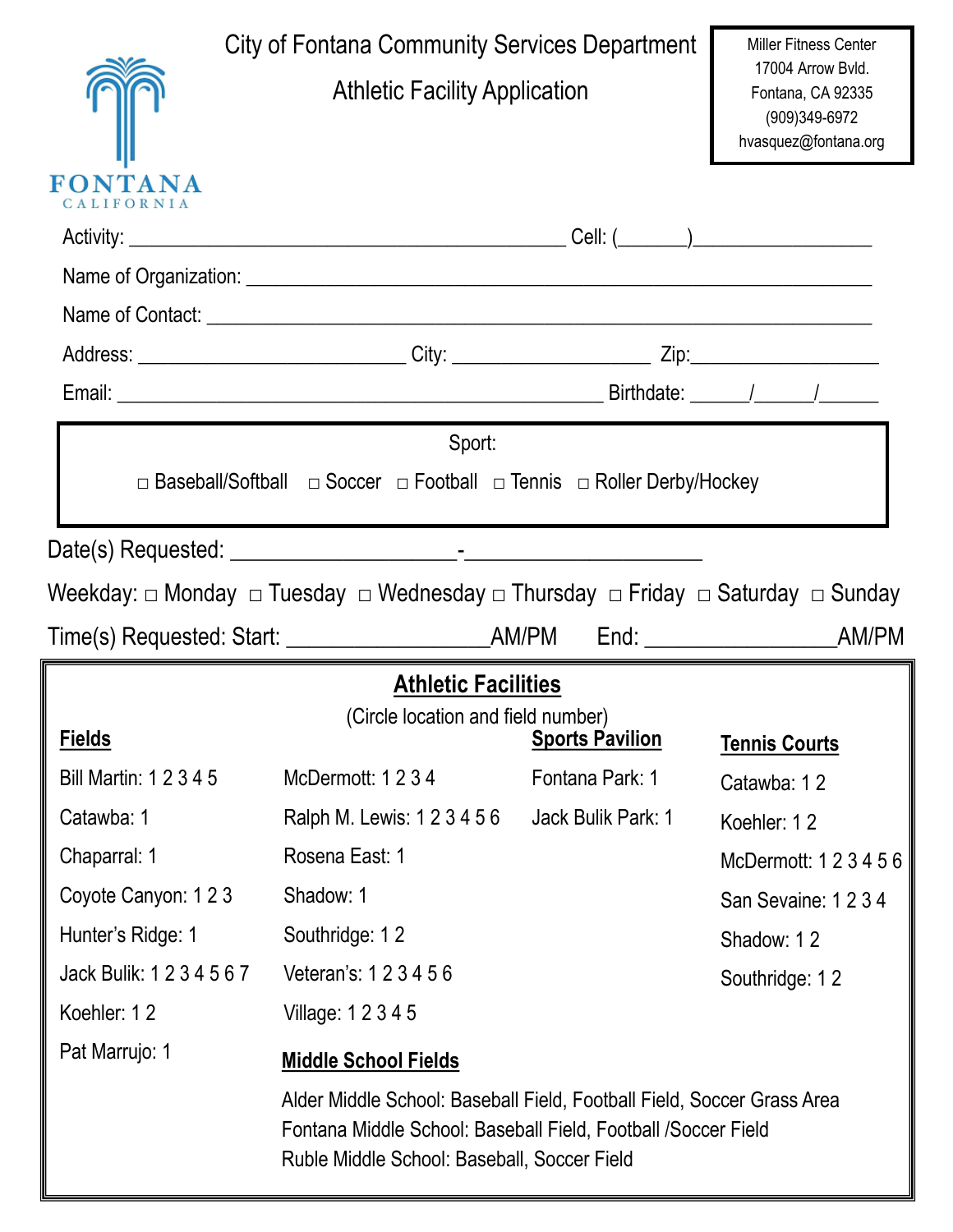FONTANA
CALIFORNIA

# City of Fontana Community Services Department

## Athletic Facility Application

Miller Fitness Center
17004 Arrow Bvld.
Fontana, CA 92335
(909)349-6972
hvasquez@fontana.org

Activity: ____________________________________________ Cell: (_______)__________________

Name of Organization: ________________________________________________________________

Name of Contact: ____________________________________________________________________

Address: ___________________________ City: ____________________ Zip:___________________

Email: _________________________________________________ Birthdate: ______/______/______

Sport:

□ Baseball/Softball □ Soccer □ Football □ Tennis □ Roller Derby/Hockey

Date(s) Requested: ____________________-_____________________

Weekday: □ Monday □ Tuesday □ Wednesday □ Thursday □ Friday □ Saturday □ Sunday

Time(s) Requested: Start: __________________AM/PM End: _________________AM/PM

## Athletic Facilities

(Circle location and field number)

**Fields**

Bill Martin: 1 2 3 4 5

Catawba: 1

Chaparral: 1

Coyote Canyon: 1 2 3

Hunter's Ridge: 1

Jack Bulik: 1 2 3 4 5 6 7

Koehler: 1 2

Pat Marrujo: 1

McDermott: 1 2 3 4

Ralph M. Lewis: 1 2 3 4 5 6

Rosena East: 1

Shadow: 1

Southridge: 1 2

Veteran's: 1 2 3 4 5 6

Village: 1 2 3 4 5

**Sports Pavilion**

Fontana Park: 1

Jack Bulik Park: 1

**Tennis Courts**

Catawba: 1 2

Koehler: 1 2

McDermott: 1 2 3 4 5 6

San Sevaine: 1 2 3 4

Shadow: 1 2

Southridge: 1 2

**Middle School Fields**

Alder Middle School: Baseball Field, Football Field, Soccer Grass Area

Fontana Middle School: Baseball Field, Football /Soccer Field

Ruble Middle School: Baseball, Soccer Field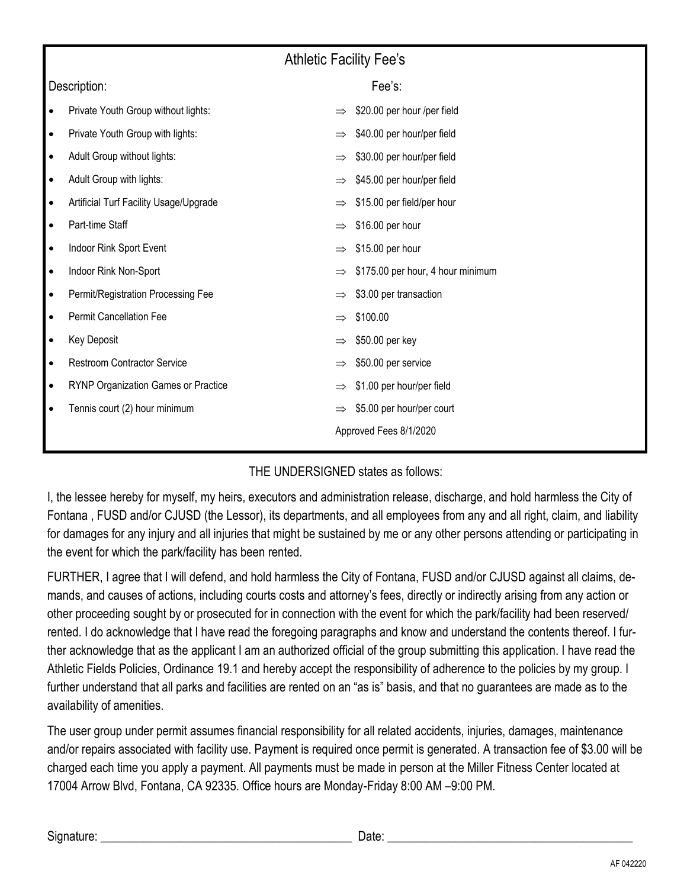## Athletic Facility Fee's

| Description: | Fee's: |
|---|---|
| • Private Youth Group without lights: | ⇒ $20.00 per hour /per field |
| • Private Youth Group with lights: | ⇒ $40.00 per hour/per field |
| • Adult Group without lights: | ⇒ $30.00 per hour/per field |
| • Adult Group with lights: | ⇒ $45.00 per hour/per field |
| • Artificial Turf Facility Usage/Upgrade | ⇒ $15.00 per field/per hour |
| • Part-time Staff | ⇒ $16.00 per hour |
| • Indoor Rink Sport Event | ⇒ $15.00 per hour |
| • Indoor Rink Non-Sport | ⇒ $175.00 per hour, 4 hour minimum |
| • Permit/Registration Processing Fee | ⇒ $3.00 per transaction |
| • Permit Cancellation Fee | ⇒ $100.00 |
| • Key Deposit | ⇒ $50.00 per key |
| • Restroom Contractor Service | ⇒ $50.00 per service |
| • RYNP Organization Games or Practice | ⇒ $1.00 per hour/per field |
| • Tennis court (2) hour minimum | ⇒ $5.00 per hour/per court |
| | Approved Fees 8/1/2020 |

THE UNDERSIGNED states as follows:

I, the lessee hereby for myself, my heirs, executors and administration release, discharge, and hold harmless the City of Fontana , FUSD and/or CJUSD (the Lessor), its departments, and all employees from any and all right, claim, and liability for damages for any injury and all injuries that might be sustained by me or any other persons attending or participating in the event for which the park/facility has been rented.

FURTHER, I agree that I will defend, and hold harmless the City of Fontana, FUSD and/or CJUSD against all claims, demands, and causes of actions, including courts costs and attorney's fees, directly or indirectly arising from any action or other proceeding sought by or prosecuted for in connection with the event for which the park/facility had been reserved/ rented. I do acknowledge that I have read the foregoing paragraphs and know and understand the contents thereof. I further acknowledge that as the applicant I am an authorized official of the group submitting this application. I have read the Athletic Fields Policies, Ordinance 19.1 and hereby accept the responsibility of adherence to the policies by my group. I further understand that all parks and facilities are rented on an "as is" basis, and that no guarantees are made as to the availability of amenities.

The user group under permit assumes financial responsibility for all related accidents, injuries, damages, maintenance and/or repairs associated with facility use. Payment is required once permit is generated. A transaction fee of $3.00 will be charged each time you apply a payment. All payments must be made in person at the Miller Fitness Center located at 17004 Arrow Blvd, Fontana, CA 92335. Office hours are Monday-Friday 8:00 AM –9:00 PM.

Signature: ________________________________________ Date: ________________________________________

AF 042220